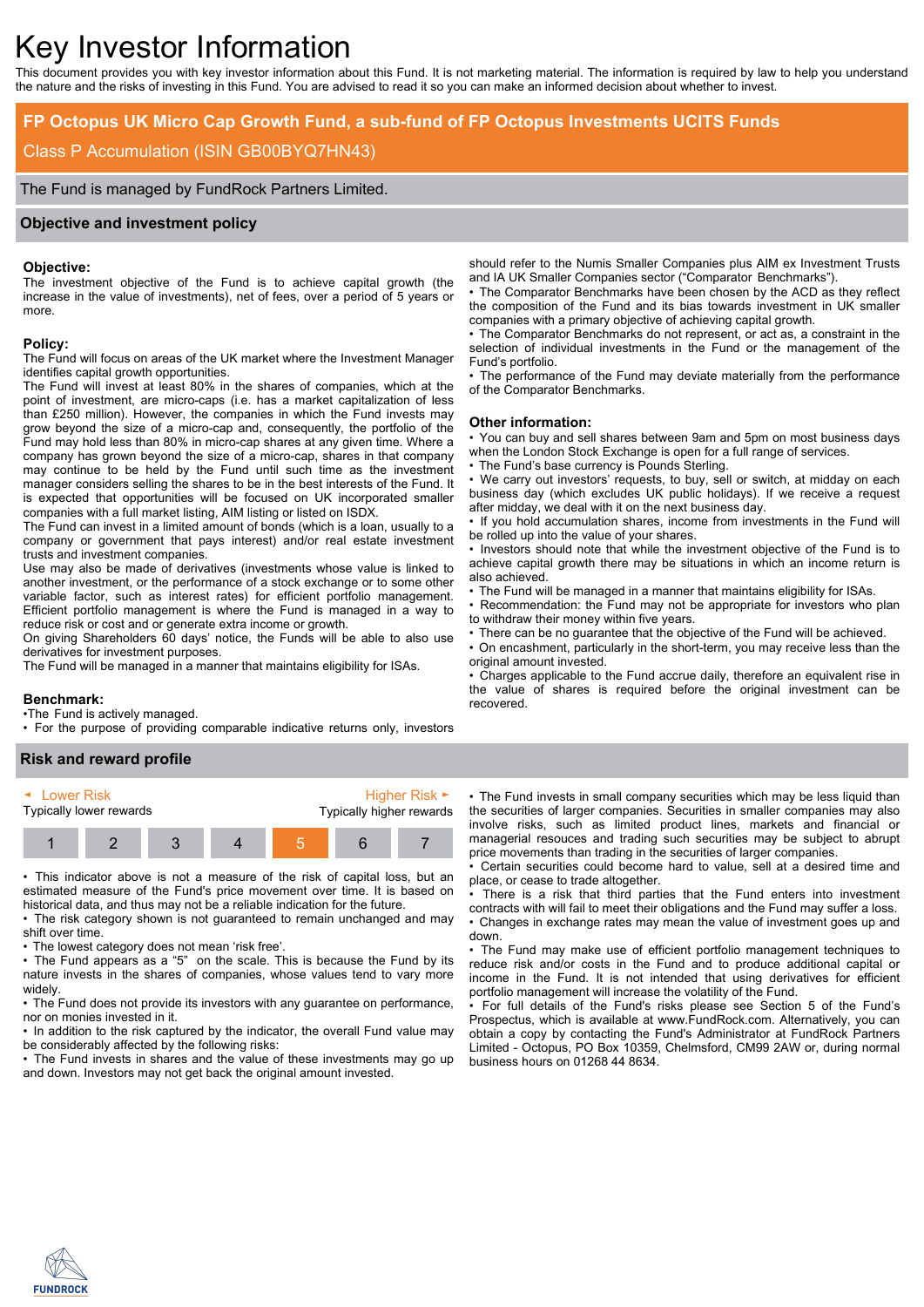# Key Investor Information

This document provides you with key investor information about this Fund. It is not marketing material. The information is required by law to help you understand the nature and the risks of investing in this Fund. You are advised to read it so you can make an informed decision about whether to invest.

## FP Octopus UK Micro Cap Growth Fund, a sub-fund of FP Octopus Investments UCITS Funds

Class P Accumulation (ISIN GB00BYQ7HN43)

The Fund is managed by FundRock Partners Limited.

## Objective and investment policy

**Objective:**
The investment objective of the Fund is to achieve capital growth (the increase in the value of investments), net of fees, over a period of 5 years or more.

**Policy:**
The Fund will focus on areas of the UK market where the Investment Manager identifies capital growth opportunities.
The Fund will invest at least 80% in the shares of companies, which at the point of investment, are micro-caps (i.e. has a market capitalization of less than £250 million). However, the companies in which the Fund invests may grow beyond the size of a micro-cap and, consequently, the portfolio of the Fund may hold less than 80% in micro-cap shares at any given time. Where a company has grown beyond the size of a micro-cap, shares in that company may continue to be held by the Fund until such time as the investment manager considers selling the shares to be in the best interests of the Fund. It is expected that opportunities will be focused on UK incorporated smaller companies with a full market listing, AIM listing or listed on ISDX.
The Fund can invest in a limited amount of bonds (which is a loan, usually to a company or government that pays interest) and/or real estate investment trusts and investment companies.
Use may also be made of derivatives (investments whose value is linked to another investment, or the performance of a stock exchange or to some other variable factor, such as interest rates) for efficient portfolio management. Efficient portfolio management is where the Fund is managed in a way to reduce risk or cost and or generate extra income or growth.
On giving Shareholders 60 days' notice, the Funds will be able to also use derivatives for investment purposes.
The Fund will be managed in a manner that maintains eligibility for ISAs.

**Benchmark:**
- The Fund is actively managed.
- For the purpose of providing comparable indicative returns only, investors should refer to the Numis Smaller Companies plus AIM ex Investment Trusts and IA UK Smaller Companies sector ("Comparator Benchmarks").
- The Comparator Benchmarks have been chosen by the ACD as they reflect the composition of the Fund and its bias towards investment in UK smaller companies with a primary objective of achieving capital growth.
- The Comparator Benchmarks do not represent, or act as, a constraint in the selection of individual investments in the Fund or the management of the Fund's portfolio.
- The performance of the Fund may deviate materially from the performance of the Comparator Benchmarks.

**Other information:**
- You can buy and sell shares between 9am and 5pm on most business days when the London Stock Exchange is open for a full range of services.
- The Fund's base currency is Pounds Sterling.
- We carry out investors' requests, to buy, sell or switch, at midday on each business day (which excludes UK public holidays). If we receive a request after midday, we deal with it on the next business day.
- If you hold accumulation shares, income from investments in the Fund will be rolled up into the value of your shares.
- Investors should note that while the investment objective of the Fund is to achieve capital growth there may be situations in which an income return is also achieved.
- The Fund will be managed in a manner that maintains eligibility for ISAs.
- Recommendation: the Fund may not be appropriate for investors who plan to withdraw their money within five years.
- There can be no guarantee that the objective of the Fund will be achieved.
- On encashment, particularly in the short-term, you may receive less than the original amount invested.
- Charges applicable to the Fund accrue daily, therefore an equivalent rise in the value of shares is required before the original investment can be recovered.

## Risk and reward profile

| Lower Risk<br>Typically lower rewards | | | | | | Higher Risk<br>Typically higher rewards |
|---|---|---|---|---|---|---|
| 1 | 2 | 3 | 4 | **5** | 6 | 7 |

- This indicator above is not a measure of the risk of capital loss, but an estimated measure of the Fund's price movement over time. It is based on historical data, and thus may not be a reliable indication for the future.
- The risk category shown is not guaranteed to remain unchanged and may shift over time.
- The lowest category does not mean 'risk free'.
- The Fund appears as a "5" on the scale. This is because the Fund by its nature invests in the shares of companies, whose values tend to vary more widely.
- The Fund does not provide its investors with any guarantee on performance, nor on monies invested in it.
- In addition to the risk captured by the indicator, the overall Fund value may be considerably affected by the following risks:
- The Fund invests in shares and the value of these investments may go up and down. Investors may not get back the original amount invested.
- The Fund invests in small company securities which may be less liquid than the securities of larger companies. Securities in smaller companies may also involve risks, such as limited product lines, markets and financial or managerial resources and trading such securities may be subject to abrupt price movements than trading in the securities of larger companies.
- Certain securities could become hard to value, sell at a desired time and place, or cease to trade altogether.
- There is a risk that third parties that the Fund enters into investment contracts with will fail to meet their obligations and the Fund may suffer a loss.
- Changes in exchange rates may mean the value of investment goes up and down.
- The Fund may make use of efficient portfolio management techniques to reduce risk and/or costs in the Fund and to produce additional capital or income in the Fund. It is not intended that using derivatives for efficient portfolio management will increase the volatility of the Fund.
- For full details of the Fund's risks please see Section 5 of the Fund's Prospectus, which is available at www.FundRock.com. Alternatively, you can obtain a copy by contacting the Fund's Administrator at FundRock Partners Limited - Octopus, PO Box 10359, Chelmsford, CM99 2AW or, during normal business hours on 01268 44 8634.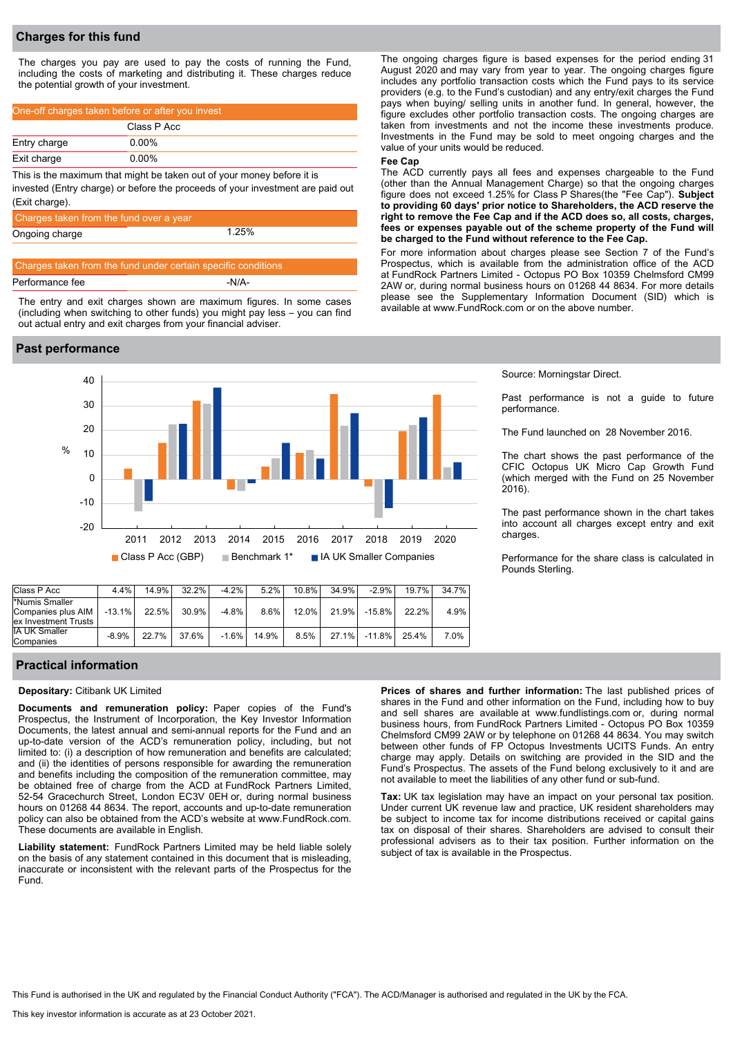## Charges for this fund

The charges you pay are used to pay the costs of running the Fund, including the costs of marketing and distributing it. These charges reduce the potential growth of your investment.

| One-off charges taken before or after you invest | |
|---|---|
| | Class P Acc |
| Entry charge | 0.00% |
| Exit charge | 0.00% |

This is the maximum that might be taken out of your money before it is invested (Entry charge) or before the proceeds of your investment are paid out (Exit charge).

| Charges taken from the fund over a year | |
|---|---|
| Ongoing charge | 1.25% |

| Charges taken from the fund under certain specific conditions | |
|---|---|
| Performance fee | -N/A- |

The entry and exit charges shown are maximum figures. In some cases (including when switching to other funds) you might pay less – you can find out actual entry and exit charges from your financial adviser.

The ongoing charges figure is based expenses for the period ending 31 August 2020 and may vary from year to year. The ongoing charges figure includes any portfolio transaction costs which the Fund pays to its service providers (e.g. to the Fund's custodian) and any entry/exit charges the Fund pays when buying/ selling units in another fund. In general, however, the figure excludes other portfolio transaction costs. The ongoing charges are taken from investments and not the income these investments produce. Investments in the Fund may be sold to meet ongoing charges and the value of your units would be reduced.

**Fee Cap**

The ACD currently pays all fees and expenses chargeable to the Fund (other than the Annual Management Charge) so that the ongoing charges figure does not exceed 1.25% for Class P Shares(the "Fee Cap"). **Subject to providing 60 days' prior notice to Shareholders, the ACD reserve the right to remove the Fee Cap and if the ACD does so, all costs, charges, fees or expenses payable out of the scheme property of the Fund will be charged to the Fund without reference to the Fee Cap.**

For more information about charges please see Section 7 of the Fund's Prospectus, which is available from the administration office of the ACD at FundRock Partners Limited - Octopus PO Box 10359 Chelmsford CM99 2AW or, during normal business hours on 01268 44 8634. For more details please see the Supplementary Information Document (SID) which is available at www.FundRock.com or on the above number.

## Past performance

40
30
20
10
0
-10
-20
%
2011 2012 2013 2014 2015 2016 2017 2018 2019 2020
Class P Acc (GBP) Benchmark 1* IA UK Smaller Companies

| | 2011 | 2012 | 2013 | 2014 | 2015 | 2016 | 2017 | 2018 | 2019 | 2020 |
|---|---|---|---|---|---|---|---|---|---|---|
| Class P Acc | 4.4% | 14.9% | 32.2% | -4.2% | 5.2% | 10.8% | 34.9% | -2.9% | 19.7% | 34.7% |
| *Numis Smaller Companies plus AIM ex Investment Trusts | -13.1% | 22.5% | 30.9% | -4.8% | 8.6% | 12.0% | 21.9% | -15.8% | 22.2% | 4.9% |
| IA UK Smaller Companies | -8.9% | 22.7% | 37.6% | -1.6% | 14.9% | 8.5% | 27.1% | -11.8% | 25.4% | 7.0% |

Source: Morningstar Direct.

Past performance is not a guide to future performance.

The Fund launched on 28 November 2016.

The chart shows the past performance of the CFIC Octopus UK Micro Cap Growth Fund (which merged with the Fund on 25 November 2016).

The past performance shown in the chart takes into account all charges except entry and exit charges.

Performance for the share class is calculated in Pounds Sterling.

## Practical information

**Depositary:** Citibank UK Limited

**Documents and remuneration policy:** Paper copies of the Fund's Prospectus, the Instrument of Incorporation, the Key Investor Information Documents, the latest annual and semi-annual reports for the Fund and an up-to-date version of the ACD's remuneration policy, including, but not limited to: (i) a description of how remuneration and benefits are calculated; and (ii) the identities of persons responsible for awarding the remuneration and benefits including the composition of the remuneration committee, may be obtained free of charge from the ACD at FundRock Partners Limited, 52-54 Gracechurch Street, London EC3V 0EH or, during normal business hours on 01268 44 8634. The report, accounts and up-to-date remuneration policy can also be obtained from the ACD's website at www.FundRock.com. These documents are available in English.

**Liability statement:** FundRock Partners Limited may be held liable solely on the basis of any statement contained in this document that is misleading, inaccurate or inconsistent with the relevant parts of the Prospectus for the Fund.

**Prices of shares and further information:** The last published prices of shares in the Fund and other information on the Fund, including how to buy and sell shares are available at www.fundlistings.com or, during normal business hours, from FundRock Partners Limited - Octopus PO Box 10359 Chelmsford CM99 2AW or by telephone on 01268 44 8634. You may switch between other funds of FP Octopus Investments UCITS Funds. An entry charge may apply. Details on switching are provided in the SID and the Fund's Prospectus. The assets of the Fund belong exclusively to it and are not available to meet the liabilities of any other fund or sub-fund.

**Tax:** UK tax legislation may have an impact on your personal tax position. Under current UK revenue law and practice, UK resident shareholders may be subject to income tax for income distributions received or capital gains tax on disposal of their shares. Shareholders are advised to consult their professional advisers as to their tax position. Further information on the subject of tax is available in the Prospectus.

This Fund is authorised in the UK and regulated by the Financial Conduct Authority ("FCA"). The ACD/Manager is authorised and regulated in the UK by the FCA.

This key investor information is accurate as at 23 October 2021.